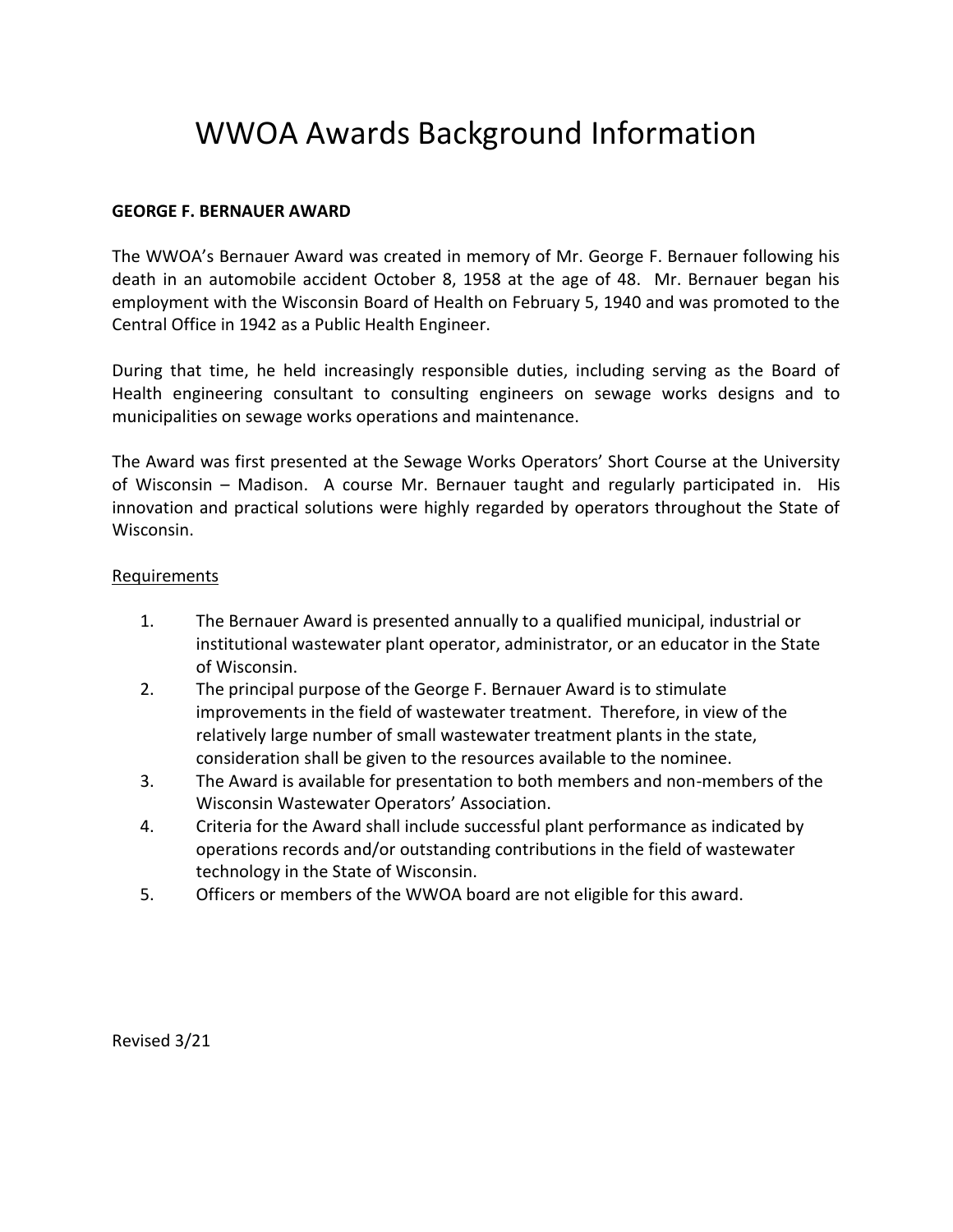# WWOA Awards Background Information

**GEORGE F. BERNAUER AWARD**

The WWOA's Bernauer Award was created in memory of Mr. George F. Bernauer following his death in an automobile accident October 8, 1958 at the age of 48. Mr. Bernauer began his employment with the Wisconsin Board of Health on February 5, 1940 and was promoted to the Central Office in 1942 as a Public Health Engineer.

During that time, he held increasingly responsible duties, including serving as the Board of Health engineering consultant to consulting engineers on sewage works designs and to municipalities on sewage works operations and maintenance.

The Award was first presented at the Sewage Works Operators' Short Course at the University of Wisconsin – Madison. A course Mr. Bernauer taught and regularly participated in. His innovation and practical solutions were highly regarded by operators throughout the State of Wisconsin.

<u>Requirements</u>

1. The Bernauer Award is presented annually to a qualified municipal, industrial or institutional wastewater plant operator, administrator, or an educator in the State of Wisconsin.
2. The principal purpose of the George F. Bernauer Award is to stimulate improvements in the field of wastewater treatment. Therefore, in view of the relatively large number of small wastewater treatment plants in the state, consideration shall be given to the resources available to the nominee.
3. The Award is available for presentation to both members and non-members of the Wisconsin Wastewater Operators' Association.
4. Criteria for the Award shall include successful plant performance as indicated by operations records and/or outstanding contributions in the field of wastewater technology in the State of Wisconsin.
5. Officers or members of the WWOA board are not eligible for this award.

Revised 3/21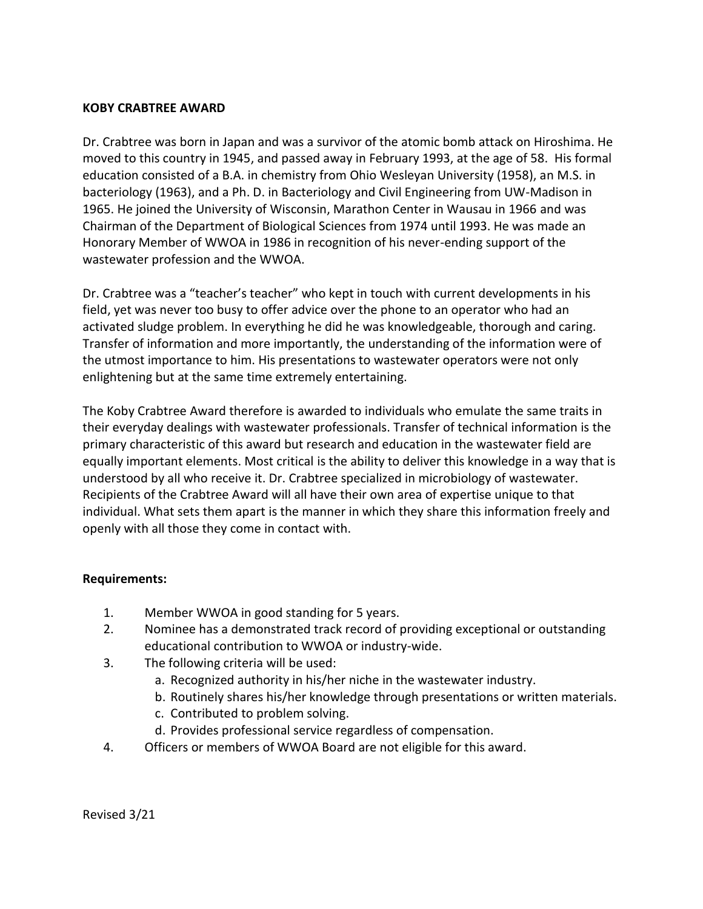**KOBY CRABTREE AWARD**

Dr. Crabtree was born in Japan and was a survivor of the atomic bomb attack on Hiroshima. He moved to this country in 1945, and passed away in February 1993, at the age of 58. His formal education consisted of a B.A. in chemistry from Ohio Wesleyan University (1958), an M.S. in bacteriology (1963), and a Ph. D. in Bacteriology and Civil Engineering from UW-Madison in 1965. He joined the University of Wisconsin, Marathon Center in Wausau in 1966 and was Chairman of the Department of Biological Sciences from 1974 until 1993. He was made an Honorary Member of WWOA in 1986 in recognition of his never-ending support of the wastewater profession and the WWOA.

Dr. Crabtree was a "teacher's teacher" who kept in touch with current developments in his field, yet was never too busy to offer advice over the phone to an operator who had an activated sludge problem. In everything he did he was knowledgeable, thorough and caring. Transfer of information and more importantly, the understanding of the information were of the utmost importance to him. His presentations to wastewater operators were not only enlightening but at the same time extremely entertaining.

The Koby Crabtree Award therefore is awarded to individuals who emulate the same traits in their everyday dealings with wastewater professionals. Transfer of technical information is the primary characteristic of this award but research and education in the wastewater field are equally important elements. Most critical is the ability to deliver this knowledge in a way that is understood by all who receive it. Dr. Crabtree specialized in microbiology of wastewater. Recipients of the Crabtree Award will all have their own area of expertise unique to that individual. What sets them apart is the manner in which they share this information freely and openly with all those they come in contact with.

**Requirements:**

1. Member WWOA in good standing for 5 years.
2. Nominee has a demonstrated track record of providing exceptional or outstanding educational contribution to WWOA or industry-wide.
3. The following criteria will be used:
   a. Recognized authority in his/her niche in the wastewater industry.
   b. Routinely shares his/her knowledge through presentations or written materials.
   c. Contributed to problem solving.
   d. Provides professional service regardless of compensation.
4. Officers or members of WWOA Board are not eligible for this award.

Revised 3/21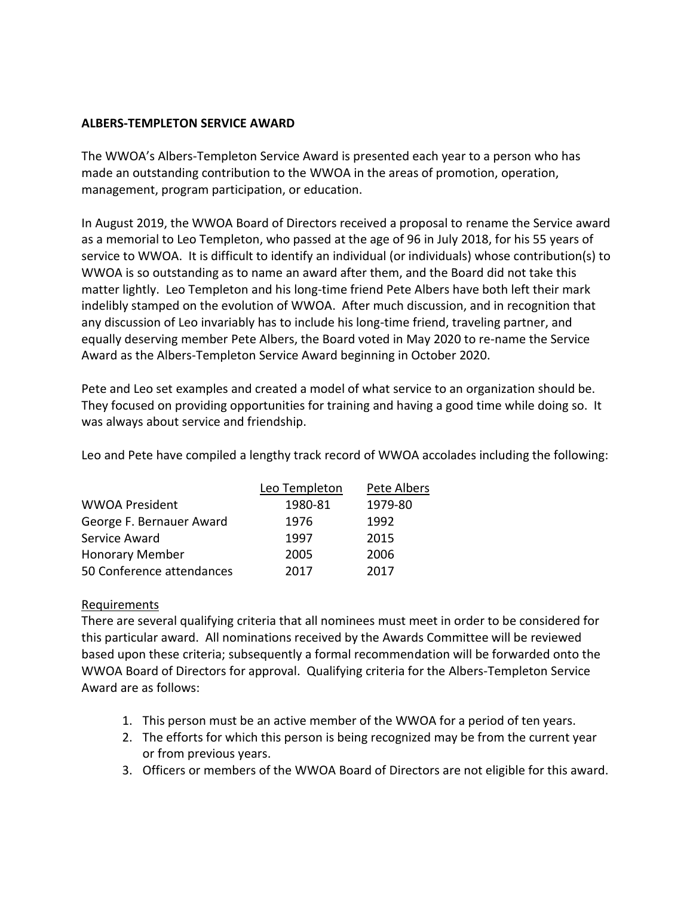**ALBERS-TEMPLETON SERVICE AWARD**

The WWOA's Albers-Templeton Service Award is presented each year to a person who has made an outstanding contribution to the WWOA in the areas of promotion, operation, management, program participation, or education.

In August 2019, the WWOA Board of Directors received a proposal to rename the Service award as a memorial to Leo Templeton, who passed at the age of 96 in July 2018, for his 55 years of service to WWOA. It is difficult to identify an individual (or individuals) whose contribution(s) to WWOA is so outstanding as to name an award after them, and the Board did not take this matter lightly. Leo Templeton and his long-time friend Pete Albers have both left their mark indelibly stamped on the evolution of WWOA. After much discussion, and in recognition that any discussion of Leo invariably has to include his long-time friend, traveling partner, and equally deserving member Pete Albers, the Board voted in May 2020 to re-name the Service Award as the Albers-Templeton Service Award beginning in October 2020.

Pete and Leo set examples and created a model of what service to an organization should be. They focused on providing opportunities for training and having a good time while doing so. It was always about service and friendship.

Leo and Pete have compiled a lengthy track record of WWOA accolades including the following:

| | Leo Templeton | Pete Albers |
|---|---|---|
| WWOA President | 1980-81 | 1979-80 |
| George F. Bernauer Award | 1976 | 1992 |
| Service Award | 1997 | 2015 |
| Honorary Member | 2005 | 2006 |
| 50 Conference attendances | 2017 | 2017 |

Requirements

There are several qualifying criteria that all nominees must meet in order to be considered for this particular award. All nominations received by the Awards Committee will be reviewed based upon these criteria; subsequently a formal recommendation will be forwarded onto the WWOA Board of Directors for approval. Qualifying criteria for the Albers-Templeton Service Award are as follows:

1. This person must be an active member of the WWOA for a period of ten years.
2. The efforts for which this person is being recognized may be from the current year or from previous years.
3. Officers or members of the WWOA Board of Directors are not eligible for this award.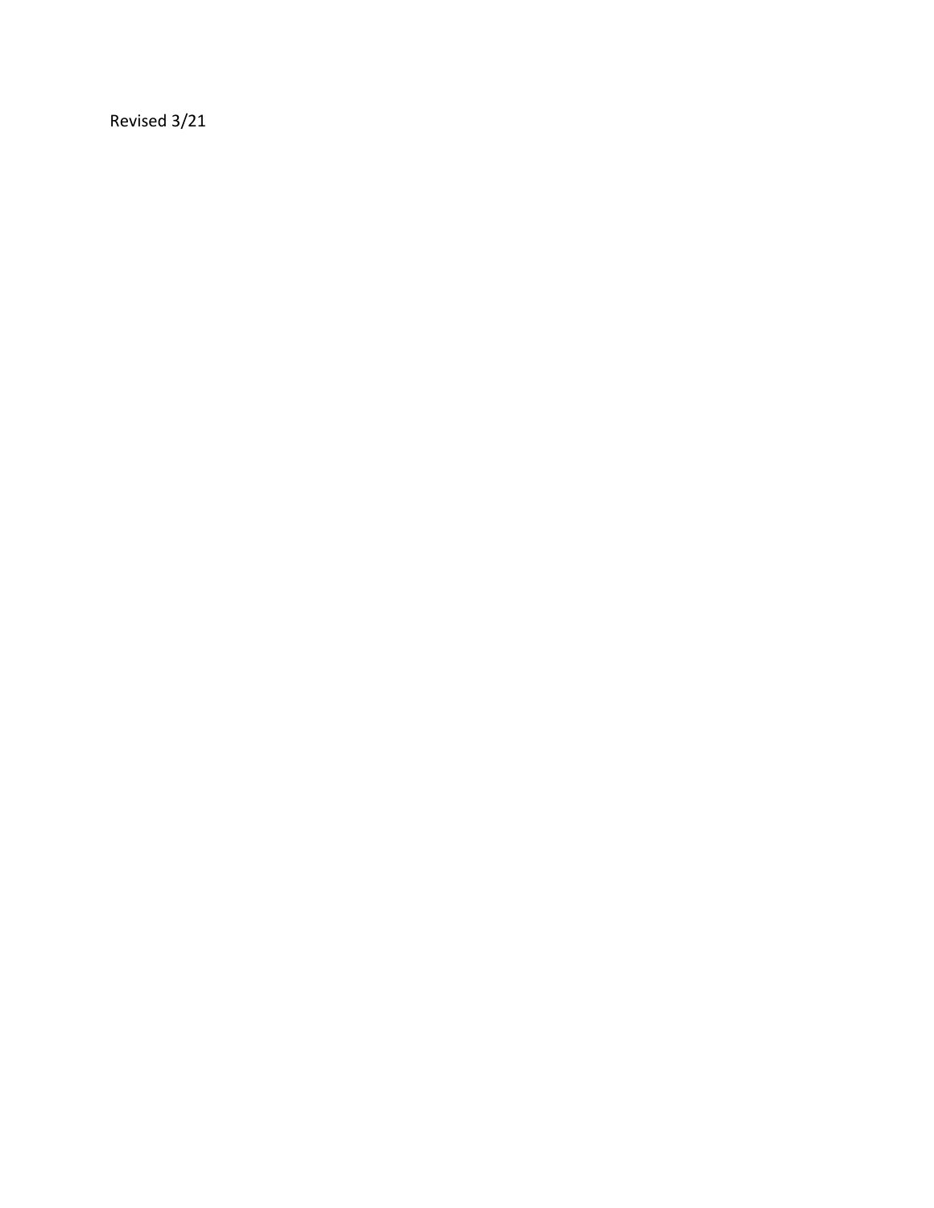Revised 3/21